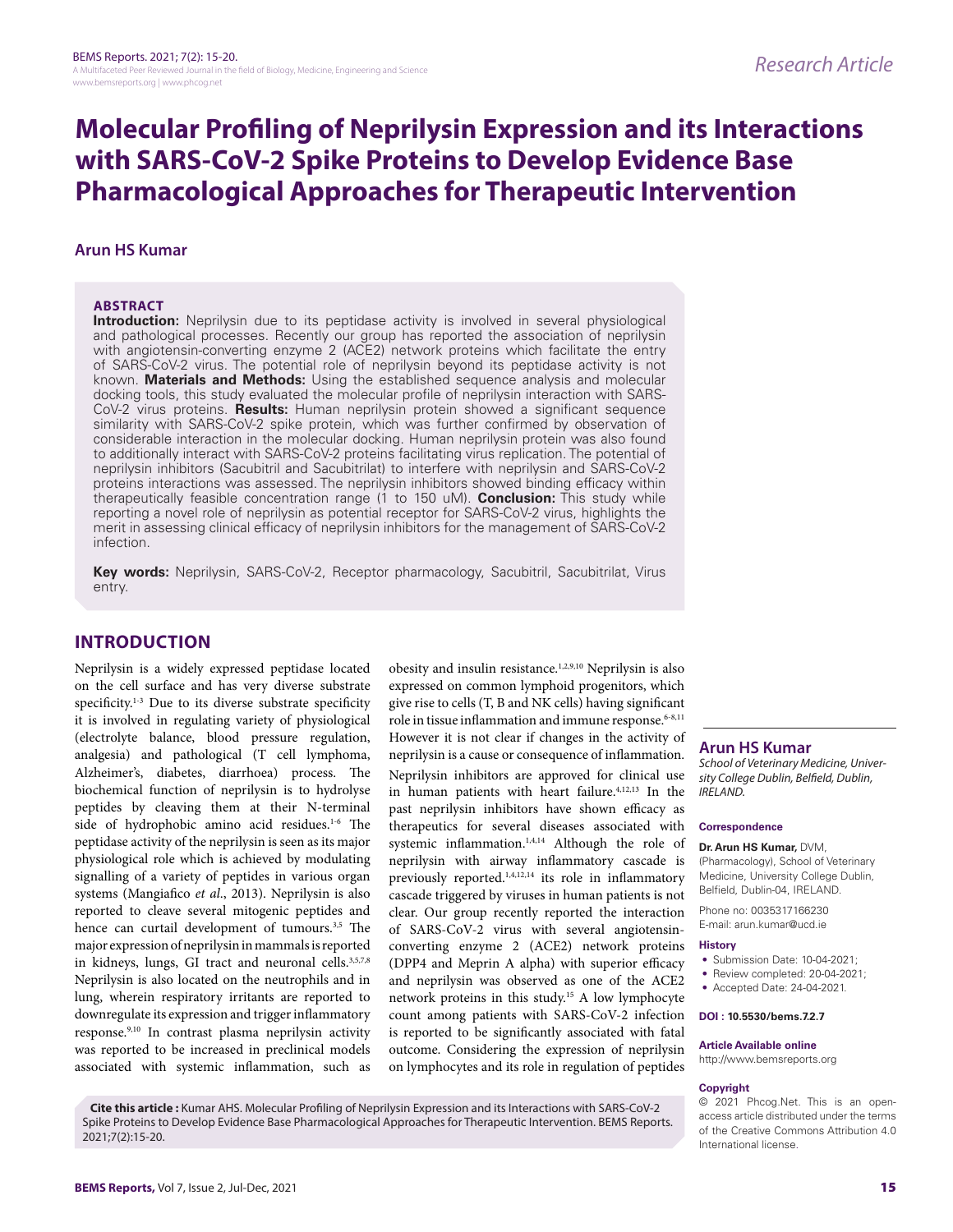Research Article

# Molecular Profiling of Neprilysin Expression and its Interactions with SARS-CoV-2 Spike Proteins to Develop Evidence Base Pharmacological Approaches for Therapeutic Intervention

**Arun HS Kumar**

## ABSTRACT

**Introduction:** Neprilysin due to its peptidase activity is involved in several physiological and pathological processes. Recently our group has reported the association of neprilysin with angiotensin-converting enzyme 2 (ACE2) network proteins which facilitate the entry of SARS-CoV-2 virus. The potential role of neprilysin beyond its peptidase activity is not known. **Materials and Methods:** Using the established sequence analysis and molecular docking tools, this study evaluated the molecular profile of neprilysin interaction with SARS-CoV-2 virus proteins. **Results:** Human neprilysin protein showed a significant sequence similarity with SARS-CoV-2 spike protein, which was further confirmed by observation of considerable interaction in the molecular docking. Human neprilysin protein was also found to additionally interact with SARS-CoV-2 proteins facilitating virus replication. The potential of neprilysin inhibitors (Sacubitril and Sacubitrilat) to interfere with neprilysin and SARS-CoV-2 proteins interactions was assessed. The neprilysin inhibitors showed binding efficacy within therapeutically feasible concentration range (1 to 150 uM). **Conclusion:** This study while reporting a novel role of neprilysin as potential receptor for SARS-CoV-2 virus, highlights the merit in assessing clinical efficacy of neprilysin inhibitors for the management of SARS-CoV-2 infection.

**Key words:** Neprilysin, SARS-CoV-2, Receptor pharmacology, Sacubitril, Sacubitrilat, Virus entry.

## INTRODUCTION

Neprilysin is a widely expressed peptidase located on the cell surface and has very diverse substrate specificity.[1-3] Due to its diverse substrate specificity it is involved in regulating variety of physiological (electrolyte balance, blood pressure regulation, analgesia) and pathological (T cell lymphoma, Alzheimer's, diabetes, diarrhoea) process. The biochemical function of neprilysin is to hydrolyse peptides by cleaving them at their N-terminal side of hydrophobic amino acid residues.[1-6] The peptidase activity of the neprilysin is seen as its major physiological role which is achieved by modulating signalling of a variety of peptides in various organ systems (Mangiafico *et al*., 2013). Neprilysin is also reported to cleave several mitogenic peptides and hence can curtail development of tumours.[3,5] The major expression of neprilysin in mammals is reported in kidneys, lungs, GI tract and neuronal cells.[3,5,7,8] Neprilysin is also located on the neutrophils and in lung, wherein respiratory irritants are reported to downregulate its expression and trigger inflammatory response.[9,10] In contrast plasma neprilysin activity was reported to be increased in preclinical models associated with systemic inflammation, such as obesity and insulin resistance.[1,2,9,10] Neprilysin is also expressed on common lymphoid progenitors, which give rise to cells (T, B and NK cells) having significant role in tissue inflammation and immune response.[6-8,11] However it is not clear if changes in the activity of neprilysin is a cause or consequence of inflammation.

Neprilysin inhibitors are approved for clinical use in human patients with heart failure.[4,12,13] In the past neprilysin inhibitors have shown efficacy as therapeutics for several diseases associated with systemic inflammation.[1,4,14] Although the role of neprilysin with airway inflammatory cascade is previously reported.[1,4,12,14] its role in inflammatory cascade triggered by viruses in human patients is not clear. Our group recently reported the interaction of SARS-CoV-2 virus with several angiotensin-converting enzyme 2 (ACE2) network proteins (DPP4 and Meprin A alpha) with superior efficacy and neprilysin was observed as one of the ACE2 network proteins in this study.[15] A low lymphocyte count among patients with SARS-CoV-2 infection is reported to be significantly associated with fatal outcome. Considering the expression of neprilysin on lymphocytes and its role in regulation of peptides

**Arun HS Kumar**
*School of Veterinary Medicine, University College Dublin, Belfield, Dublin, IRELAND.*

**Correspondence**

**Dr. Arun HS Kumar,** DVM, (Pharmacology), School of Veterinary Medicine, University College Dublin, Belfield, Dublin-04, IRELAND.

Phone no: 0035317166230
E-mail: arun.kumar@ucd.ie

**History**

- Submission Date: 10-04-2021;
- Review completed: 20-04-2021;
- Accepted Date: 24-04-2021.

**DOI : 10.5530/bems.7.2.7**

**Article Available online**
http://www.bemsreports.org

**Copyright**
© 2021 Phcog.Net. This is an open-access article distributed under the terms of the Creative Commons Attribution 4.0 International license.

**Cite this article :** Kumar AHS. Molecular Profiling of Neprilysin Expression and its Interactions with SARS-CoV-2 Spike Proteins to Develop Evidence Base Pharmacological Approaches for Therapeutic Intervention. BEMS Reports. 2021;7(2):15-20.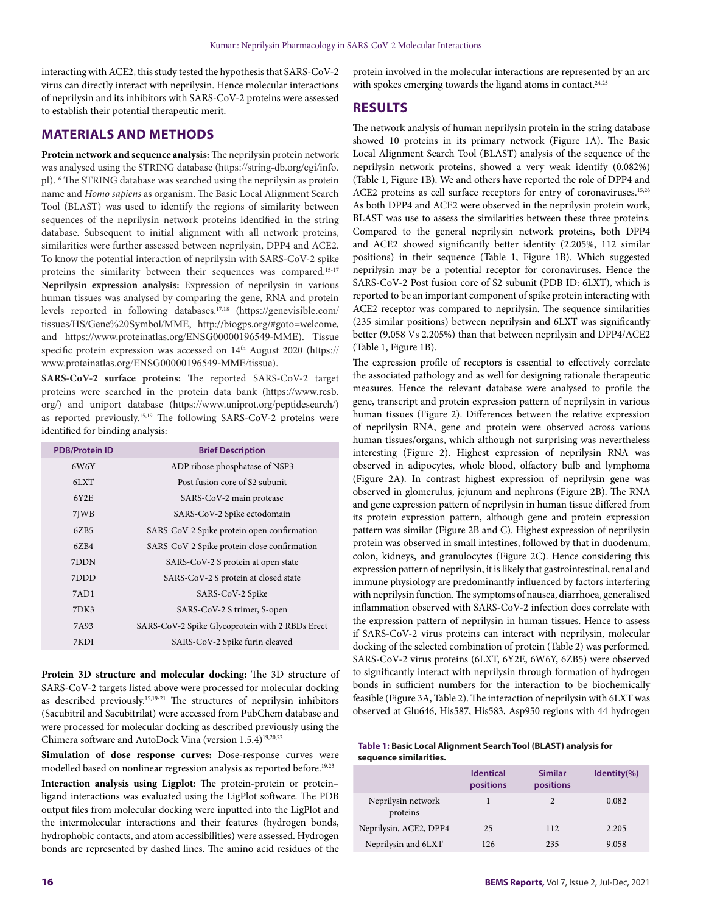interacting with ACE2, this study tested the hypothesis that SARS-CoV-2 virus can directly interact with neprilysin. Hence molecular interactions of neprilysin and its inhibitors with SARS-CoV-2 proteins were assessed to establish their potential therapeutic merit.

## MATERIALS AND METHODS

**Protein network and sequence analysis:** The neprilysin protein network was analysed using the STRING database (https://string-db.org/cgi/info.pl).[16] The STRING database was searched using the neprilysin as protein name and *Homo sapiens* as organism. The Basic Local Alignment Search Tool (BLAST) was used to identify the regions of similarity between sequences of the neprilysin network proteins identified in the string database. Subsequent to initial alignment with all network proteins, similarities were further assessed between neprilysin, DPP4 and ACE2. To know the potential interaction of neprilysin with SARS-CoV-2 spike proteins the similarity between their sequences was compared.[15-17]

**Neprilysin expression analysis:** Expression of neprilysin in various human tissues was analysed by comparing the gene, RNA and protein levels reported in following databases.[17,18] (https://genevisible.com/tissues/HS/Gene%20Symbol/MME, http://biogps.org/#goto=welcome, and https://www.proteinatlas.org/ENSG00000196549-MME). Tissue specific protein expression was accessed on 14th August 2020 (https://www.proteinatlas.org/ENSG00000196549-MME/tissue).

**SARS-CoV-2 surface proteins:** The reported SARS-CoV-2 target proteins were searched in the protein data bank (https://www.rcsb.org/) and uniport database (https://www.uniprot.org/peptidesearch/) as reported previously.[15,19] The following SARS-CoV-2 proteins were identified for binding analysis:

| PDB/Protein ID | Brief Description |
|---|---|
| 6W6Y | ADP ribose phosphatase of NSP3 |
| 6LXT | Post fusion core of S2 subunit |
| 6Y2E | SARS-CoV-2 main protease |
| 7JWB | SARS-CoV-2 Spike ectodomain |
| 6ZB5 | SARS-CoV-2 Spike protein open confirmation |
| 6ZB4 | SARS-CoV-2 Spike protein close confirmation |
| 7DDN | SARS-CoV-2 S protein at open state |
| 7DDD | SARS-CoV-2 S protein at closed state |
| 7AD1 | SARS-CoV-2 Spike |
| 7DK3 | SARS-CoV-2 S trimer, S-open |
| 7A93 | SARS-CoV-2 Spike Glycoprotein with 2 RBDs Erect |
| 7KDI | SARS-CoV-2 Spike furin cleaved |

**Protein 3D structure and molecular docking:** The 3D structure of SARS-CoV-2 targets listed above were processed for molecular docking as described previously.[15,19-21] The structures of neprilysin inhibitors (Sacubitril and Sacubitrilat) were accessed from PubChem database and were processed for molecular docking as described previously using the Chimera software and AutoDock Vina (version 1.5.4)[19,20,22]

**Simulation of dose response curves:** Dose-response curves were modelled based on nonlinear regression analysis as reported before.[19,23]

**Interaction analysis using Ligplot**: The protein-protein or protein–ligand interactions was evaluated using the LigPlot software. The PDB output files from molecular docking were inputted into the LigPlot and the intermolecular interactions and their features (hydrogen bonds, hydrophobic contacts, and atom accessibilities) were assessed. Hydrogen bonds are represented by dashed lines. The amino acid residues of the protein involved in the molecular interactions are represented by an arc with spokes emerging towards the ligand atoms in contact.[24,25]

## RESULTS

The network analysis of human neprilysin protein in the string database showed 10 proteins in its primary network (Figure 1A). The Basic Local Alignment Search Tool (BLAST) analysis of the sequence of the neprilysin network proteins, showed a very weak identify (0.082%) (Table 1, Figure 1B). We and others have reported the role of DPP4 and ACE2 proteins as cell surface receptors for entry of coronaviruses.[15,26] As both DPP4 and ACE2 were observed in the neprilysin protein work, BLAST was use to assess the similarities between these three proteins. Compared to the general neprilysin network proteins, both DPP4 and ACE2 showed significantly better identity (2.205%, 112 similar positions) in their sequence (Table 1, Figure 1B). Which suggested neprilysin may be a potential receptor for coronaviruses. Hence the SARS-CoV-2 Post fusion core of S2 subunit (PDB ID: 6LXT), which is reported to be an important component of spike protein interacting with ACE2 receptor was compared to neprilysin. The sequence similarities (235 similar positions) between neprilysin and 6LXT was significantly better (9.058 Vs 2.205%) than that between neprilysin and DPP4/ACE2 (Table 1, Figure 1B).

The expression profile of receptors is essential to effectively correlate the associated pathology and as well for designing rationale therapeutic measures. Hence the relevant database were analysed to profile the gene, transcript and protein expression pattern of neprilysin in various human tissues (Figure 2). Differences between the relative expression of neprilysin RNA, gene and protein were observed across various human tissues/organs, which although not surprising was nevertheless interesting (Figure 2). Highest expression of neprilysin RNA was observed in adipocytes, whole blood, olfactory bulb and lymphoma (Figure 2A). In contrast highest expression of neprilysin gene was observed in glomerulus, jejunum and nephrons (Figure 2B). The RNA and gene expression pattern of neprilysin in human tissue differed from its protein expression pattern, although gene and protein expression pattern was similar (Figure 2B and C). Highest expression of neprilysin protein was observed in small intestines, followed by that in duodenum, colon, kidneys, and granulocytes (Figure 2C). Hence considering this expression pattern of neprilysin, it is likely that gastrointestinal, renal and immune physiology are predominantly influenced by factors interfering with neprilysin function. The symptoms of nausea, diarrhoea, generalised inflammation observed with SARS-CoV-2 infection does correlate with the expression pattern of neprilysin in human tissues. Hence to assess if SARS-CoV-2 virus proteins can interact with neprilysin, molecular docking of the selected combination of protein (Table 2) was performed. SARS-CoV-2 virus proteins (6LXT, 6Y2E, 6W6Y, 6ZB5) were observed to significantly interact with neprilysin through formation of hydrogen bonds in sufficient numbers for the interaction to be biochemically feasible (Figure 3A, Table 2). The interaction of neprilysin with 6LXT was observed at Glu646, His587, His583, Asp950 regions with 44 hydrogen

**Table 1: Basic Local Alignment Search Tool (BLAST) analysis for sequence similarities.**

| | Identical positions | Similar positions | Identity(%) |
|---|---|---|---|
| Neprilysin network proteins | 1 | 2 | 0.082 |
| Neprilysin, ACE2, DPP4 | 25 | 112 | 2.205 |
| Neprilysin and 6LXT | 126 | 235 | 9.058 |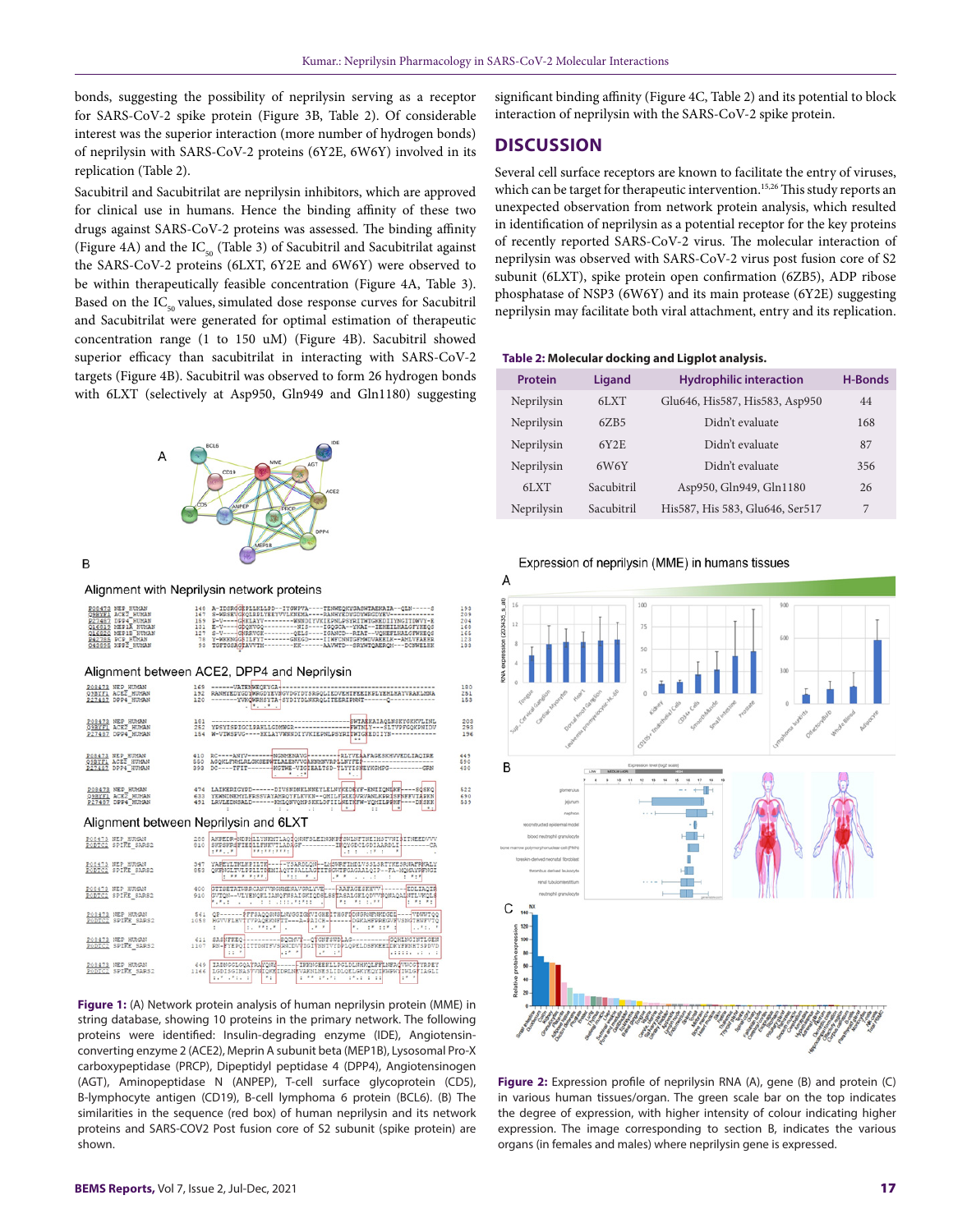bonds, suggesting the possibility of neprilysin serving as a receptor for SARS-CoV-2 spike protein (Figure 3B, Table 2). Of considerable interest was the superior interaction (more number of hydrogen bonds) of neprilysin with SARS-CoV-2 proteins (6Y2E, 6W6Y) involved in its replication (Table 2).

Sacubitril and Sacubitrilat are neprilysin inhibitors, which are approved for clinical use in humans. Hence the binding affinity of these two drugs against SARS-CoV-2 proteins was assessed. The binding affinity (Figure 4A) and the $IC_{50}$ (Table 3) of Sacubitril and Sacubitrilat against the SARS-CoV-2 proteins (6LXT, 6Y2E and 6W6Y) were observed to be within therapeutically feasible concentration (Figure 4A, Table 3). Based on the $IC_{50}$ values, simulated dose response curves for Sacubitril and Sacubitrilat were generated for optimal estimation of therapeutic concentration range (1 to 150 uM) (Figure 4B). Sacubitril showed superior efficacy than sacubitrilat in interacting with SARS-CoV-2 targets (Figure 4B). Sacubitril was observed to form 26 hydrogen bonds with 6LXT (selectively at Asp950, Gln949 and Gln1180) suggesting significant binding affinity (Figure 4C, Table 2) and its potential to block interaction of neprilysin with the SARS-CoV-2 spike protein.

**Figure 1:** (A) Network protein analysis of human neprilysin protein (MME) in string database, showing 10 proteins in the primary network. The following proteins were identified: Insulin-degrading enzyme (IDE), Angiotensin-converting enzyme 2 (ACE2), Meprin A subunit beta (MEP1B), Lysosomal Pro-X carboxypeptidase (PRCP), Dipeptidyl peptidase 4 (DPP4), Angiotensinogen (AGT), Aminopeptidase N (ANPEP), T-cell surface glycoprotein (CD5), B-lymphocyte antigen (CD19), B-cell lymphoma 6 protein (BCL6). (B) The similarities in the sequence (red box) of human neprilysin and its network proteins and SARS-COV2 Post fusion core of S2 subunit (spike protein) are shown.

## DISCUSSION

Several cell surface receptors are known to facilitate the entry of viruses, which can be target for therapeutic intervention.[15,26] This study reports an unexpected observation from network protein analysis, which resulted in identification of neprilysin as a potential receptor for the key proteins of recently reported SARS-CoV-2 virus. The molecular interaction of neprilysin was observed with SARS-CoV-2 virus post fusion core of S2 subunit (6LXT), spike protein open confirmation (6ZB5), ADP ribose phosphatase of NSP3 (6W6Y) and its main protease (6Y2E) suggesting neprilysin may facilitate both viral attachment, entry and its replication.

**Table 2: Molecular docking and Ligplot analysis.**

| Protein | Ligand | Hydrophilic interaction | H-Bonds |
|---|---|---|---|
| Neprilysin | 6LXT | Glu646, His587, His583, Asp950 | 44 |
| Neprilysin | 6ZB5 | Didn't evaluate | 168 |
| Neprilysin | 6Y2E | Didn't evaluate | 87 |
| Neprilysin | 6W6Y | Didn't evaluate | 356 |
| 6LXT | Sacubitril | Asp950, Gln949, Gln1180 | 26 |
| Neprilysin | Sacubitril | His587, His 583, Glu646, Ser517 | 7 |

**Figure 2:** Expression profile of neprilysin RNA (A), gene (B) and protein (C) in various human tissues/organ. The green scale bar on the top indicates the degree of expression, with higher intensity of colour indicating higher expression. The image corresponding to section B, indicates the various organs (in females and males) where neprilysin gene is expressed.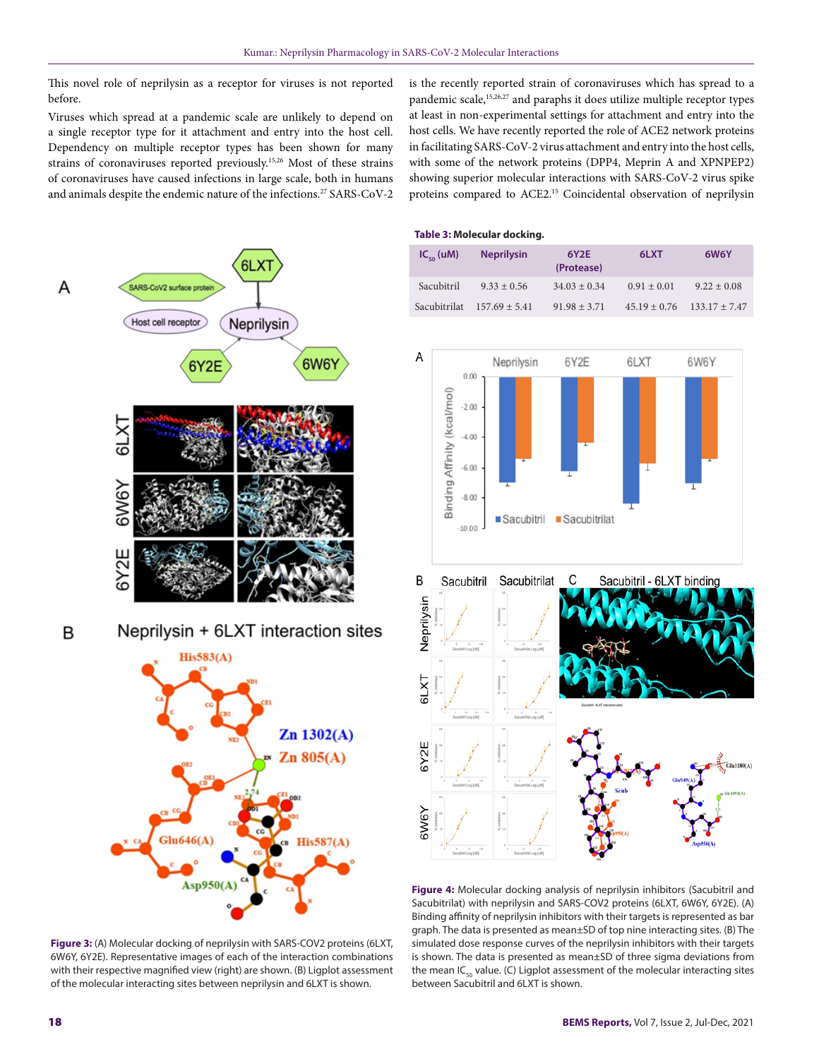This novel role of neprilysin as a receptor for viruses is not reported before.

Viruses which spread at a pandemic scale are unlikely to depend on a single receptor type for it attachment and entry into the host cell. Dependency on multiple receptor types has been shown for many strains of coronaviruses reported previously.[15,26] Most of these strains of coronaviruses have caused infections in large scale, both in humans and animals despite the endemic nature of the infections.[27] SARS-CoV-2 is the recently reported strain of coronaviruses which has spread to a pandemic scale,[15,26,27] and paraphs it does utilize multiple receptor types at least in non-experimental settings for attachment and entry into the host cells. We have recently reported the role of ACE2 network proteins in facilitating SARS-CoV-2 virus attachment and entry into the host cells, with some of the network proteins (DPP4, Meprin A and XNPEP2) showing superior molecular interactions with SARS-CoV-2 virus spike proteins compared to ACE2.[15] Coincidental observation of neprilysin

Figure 3: (A) Molecular docking of neprilysin with SARS-COV2 proteins (6LXT, 6W6Y, 6Y2E). Representative images of each of the interaction combinations with their respective magnified view (right) are shown. (B) Ligplot assessment of the molecular interacting sites between neprilysin and 6LXT is shown.

**Table 3: Molecular docking.**

| $IC_{50}$ (uM) | Neprilysin | 6Y2E (Protease) | 6LXT | 6W6Y |
|---|---|---|---|---|
| Sacubitril | 9.33 ± 0.56 | 34.03 ± 0.34 | 0.91 ± 0.01 | 9.22 ± 0.08 |
| Sacubitrilat | 157.69 ± 5.41 | 91.98 ± 3.71 | 45.19 ± 0.76 | 133.17 ± 7.47 |

Figure 4: Molecular docking analysis of neprilysin inhibitors (Sacubitril and Sacubitrilat) with neprilysin and SARS-COV2 proteins (6LXT, 6W6Y, 6Y2E). (A) Binding affinity of neprilysin inhibitors with their targets is represented as bar graph. The data is presented as mean±SD of top nine interacting sites. (B) The simulated dose response curves of the neprilysin inhibitors with their targets is shown. The data is presented as mean±SD of three sigma deviations from the mean $IC_{50}$ value. (C) Ligplot assessment of the molecular interacting sites between Sacubitril and 6LXT is shown.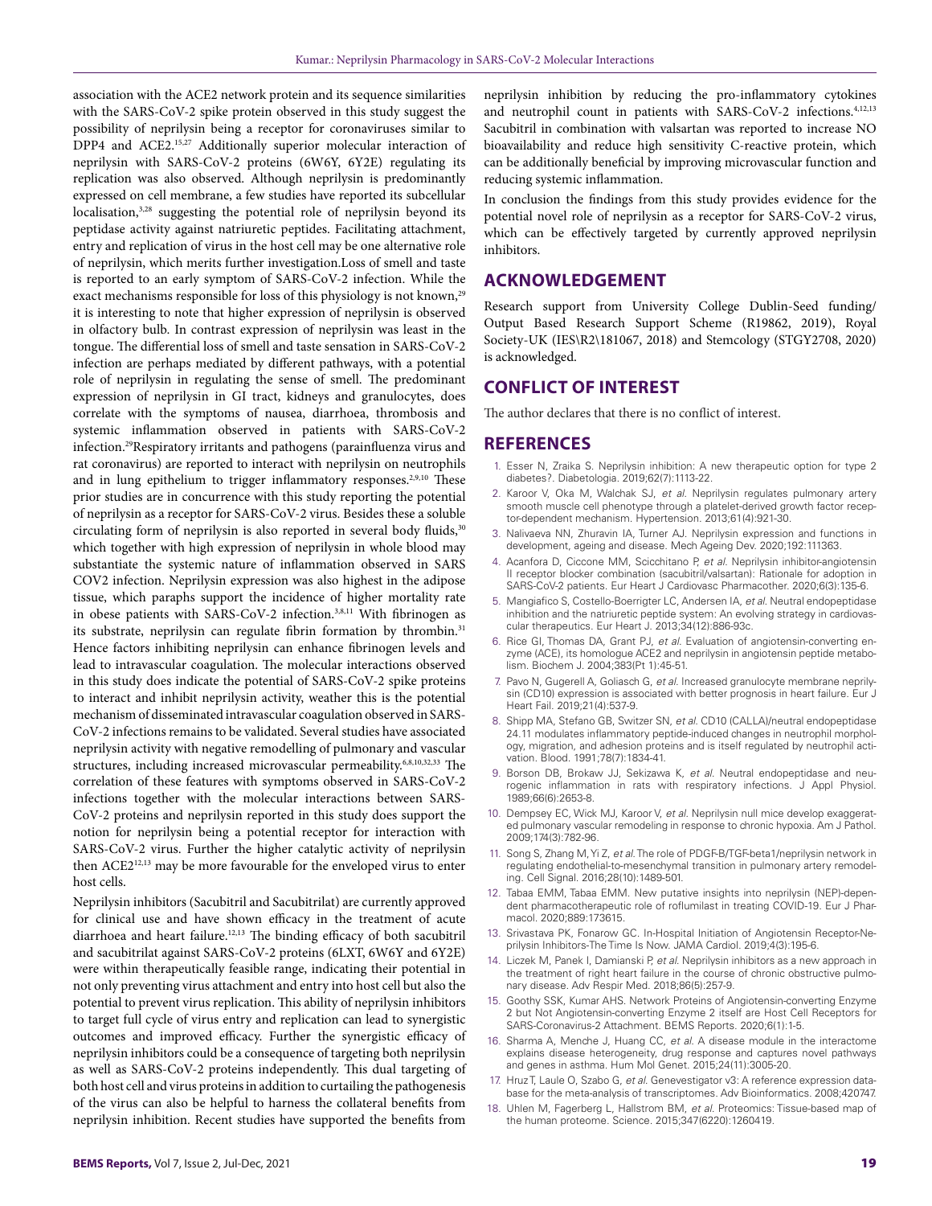association with the ACE2 network protein and its sequence similarities with the SARS-CoV-2 spike protein observed in this study suggest the possibility of neprilysin being a receptor for coronaviruses similar to DPP4 and ACE2.[15,27] Additionally superior molecular interaction of neprilysin with SARS-CoV-2 proteins (6W6Y, 6Y2E) regulating its replication was also observed. Although neprilysin is predominantly expressed on cell membrane, a few studies have reported its subcellular localisation,[3,28] suggesting the potential role of neprilysin beyond its peptidase activity against natriuretic peptides. Facilitating attachment, entry and replication of virus in the host cell may be one alternative role of neprilysin, which merits further investigation.Loss of smell and taste is reported to an early symptom of SARS-CoV-2 infection. While the exact mechanisms responsible for loss of this physiology is not known,[29] it is interesting to note that higher expression of neprilysin is observed in olfactory bulb. In contrast expression of neprilysin was least in the tongue. The differential loss of smell and taste sensation in SARS-CoV-2 infection are perhaps mediated by different pathways, with a potential role of neprilysin in regulating the sense of smell. The predominant expression of neprilysin in GI tract, kidneys and granulocytes, does correlate with the symptoms of nausea, diarrhoea, thrombosis and systemic inflammation observed in patients with SARS-CoV-2 infection.[29]Respiratory irritants and pathogens (parainfluenza virus and rat coronavirus) are reported to interact with neprilysin on neutrophils and in lung epithelium to trigger inflammatory responses.[2,9,10] These prior studies are in concurrence with this study reporting the potential of neprilysin as a receptor for SARS-CoV-2 virus. Besides these a soluble circulating form of neprilysin is also reported in several body fluids,[30] which together with high expression of neprilysin in whole blood may substantiate the systemic nature of inflammation observed in SARS COV2 infection. Neprilysin expression was also highest in the adipose tissue, which paraphs support the incidence of higher mortality rate in obese patients with SARS-CoV-2 infection.[3,8,11] With fibrinogen as its substrate, neprilysin can regulate fibrin formation by thrombin.[31] Hence factors inhibiting neprilysin can enhance fibrinogen levels and lead to intravascular coagulation. The molecular interactions observed in this study does indicate the potential of SARS-CoV-2 spike proteins to interact and inhibit neprilysin activity, weather this is the potential mechanism of disseminated intravascular coagulation observed in SARS-CoV-2 infections remains to be validated. Several studies have associated neprilysin activity with negative remodelling of pulmonary and vascular structures, including increased microvascular permeability.[6,8,10,32,33] The correlation of these features with symptoms observed in SARS-CoV-2 infections together with the molecular interactions between SARS-CoV-2 proteins and neprilysin reported in this study does support the notion for neprilysin being a potential receptor for interaction with SARS-CoV-2 virus. Further the higher catalytic activity of neprilysin then ACE2[12,13] may be more favourable for the enveloped virus to enter host cells.

Neprilysin inhibitors (Sacubitril and Sacubitrilat) are currently approved for clinical use and have shown efficacy in the treatment of acute diarrhoea and heart failure.[12,13] The binding efficacy of both sacubitril and sacubitrilat against SARS-CoV-2 proteins (6LXT, 6W6Y and 6Y2E) were within therapeutically feasible range, indicating their potential in not only preventing virus attachment and entry into host cell but also the potential to prevent virus replication. This ability of neprilysin inhibitors to target full cycle of virus entry and replication can lead to synergistic outcomes and improved efficacy. Further the synergistic efficacy of neprilysin inhibitors could be a consequence of targeting both neprilysin as well as SARS-CoV-2 proteins independently. This dual targeting of both host cell and virus proteins in addition to curtailing the pathogenesis of the virus can also be helpful to harness the collateral benefits from neprilysin inhibition. Recent studies have supported the benefits from neprilysin inhibition by reducing the pro-inflammatory cytokines and neutrophil count in patients with SARS-CoV-2 infections.[4,12,13] Sacubitril in combination with valsartan was reported to increase NO bioavailability and reduce high sensitivity C-reactive protein, which can be additionally beneficial by improving microvascular function and reducing systemic inflammation.

In conclusion the findings from this study provides evidence for the potential novel role of neprilysin as a receptor for SARS-CoV-2 virus, which can be effectively targeted by currently approved neprilysin inhibitors.

## ACKNOWLEDGEMENT

Research support from University College Dublin-Seed funding/ Output Based Research Support Scheme (R19862, 2019), Royal Society-UK (IES\R2\181067, 2018) and Stemcology (STGY2708, 2020) is acknowledged.

## CONFLICT OF INTEREST

The author declares that there is no conflict of interest.

## REFERENCES

1. Esser N, Zraika S. Neprilysin inhibition: A new therapeutic option for type 2 diabetes?. Diabetologia. 2019;62(7):1113-22.
2. Karoor V, Oka M, Walchak SJ, *et al.* Neprilysin regulates pulmonary artery smooth muscle cell phenotype through a platelet-derived growth factor receptor-dependent mechanism. Hypertension. 2013;61(4):921-30.
3. Nalivaeva NN, Zhuravin IA, Turner AJ. Neprilysin expression and functions in development, ageing and disease. Mech Ageing Dev. 2020;192:111363.
4. Acanfora D, Ciccone MM, Scicchitano P, *et al.* Neprilysin inhibitor-angiotensin II receptor blocker combination (sacubitril/valsartan): Rationale for adoption in SARS-CoV-2 patients. Eur Heart J Cardiovasc Pharmacother. 2020;6(3):135-6.
5. Mangiafico S, Costello-Boerrigter LC, Andersen IA, *et al.* Neutral endopeptidase inhibition and the natriuretic peptide system: An evolving strategy in cardiovascular therapeutics. Eur Heart J. 2013;34(12):886-93c.
6. Rice GI, Thomas DA, Grant PJ, *et al.* Evaluation of angiotensin-converting enzyme (ACE), its homologue ACE2 and neprilysin in angiotensin peptide metabolism. Biochem J. 2004;383(Pt 1):45-51.
7. Pavo N, Gugerell A, Goliasch G, *et al.* Increased granulocyte membrane neprilysin (CD10) expression is associated with better prognosis in heart failure. Eur J Heart Fail. 2019;21(4):537-9.
8. Shipp MA, Stefano GB, Switzer SN, *et al.* CD10 (CALLA)/neutral endopeptidase 24.11 modulates inflammatory peptide-induced changes in neutrophil morphology, migration, and adhesion proteins and is itself regulated by neutrophil activation. Blood. 1991;78(7):1834-41.
9. Borson DB, Brokaw JJ, Sekizawa K, *et al.* Neutral endopeptidase and neurogenic inflammation in rats with respiratory infections. J Appl Physiol. 1989;66(6):2653-8.
10. Dempsey EC, Wick MJ, Karoor V, *et al.* Neprilysin null mice develop exaggerated pulmonary vascular remodeling in response to chronic hypoxia. Am J Pathol. 2009;174(3):782-96.
11. Song S, Zhang M, Yi Z, *et al.* The role of PDGF-B/TGF-beta1/neprilysin network in regulating endothelial-to-mesenchymal transition in pulmonary artery remodeling. Cell Signal. 2016;28(10):1489-501.
12. Tabaa EMM, Tabaa EMM. New putative insights into neprilysin (NEP)-dependent pharmacotherapeutic role of roflumilast in treating COVID-19. Eur J Pharmacol. 2020;889:173615.
13. Srivastava PK, Fonarow GC. In-Hospital Initiation of Angiotensin Receptor-Neprilysin Inhibitors-The Time Is Now. JAMA Cardiol. 2019;4(3):195-6.
14. Liczek M, Panek I, Damianski P, *et al.* Neprilysin inhibitors as a new approach in the treatment of right heart failure in the course of chronic obstructive pulmonary disease. Adv Respir Med. 2018;86(5):257-9.
15. Goothy SSK, Kumar AHS. Network Proteins of Angiotensin-converting Enzyme 2 but Not Angiotensin-converting Enzyme 2 itself are Host Cell Receptors for SARS-Coronavirus-2 Attachment. BEMS Reports. 2020;6(1):1-5.
16. Sharma A, Menche J, Huang CC, *et al.* A disease module in the interactome explains disease heterogeneity, drug response and captures novel pathways and genes in asthma. Hum Mol Genet. 2015;24(11):3005-20.
17. Hruz T, Laule O, Szabo G, *et al.* Genevestigator v3: A reference expression database for the meta-analysis of transcriptomes. Adv Bioinformatics. 2008;420747.
18. Uhlen M, Fagerberg L, Hallstrom BM, *et al.* Proteomics: Tissue-based map of the human proteome. Science. 2015;347(6220):1260419.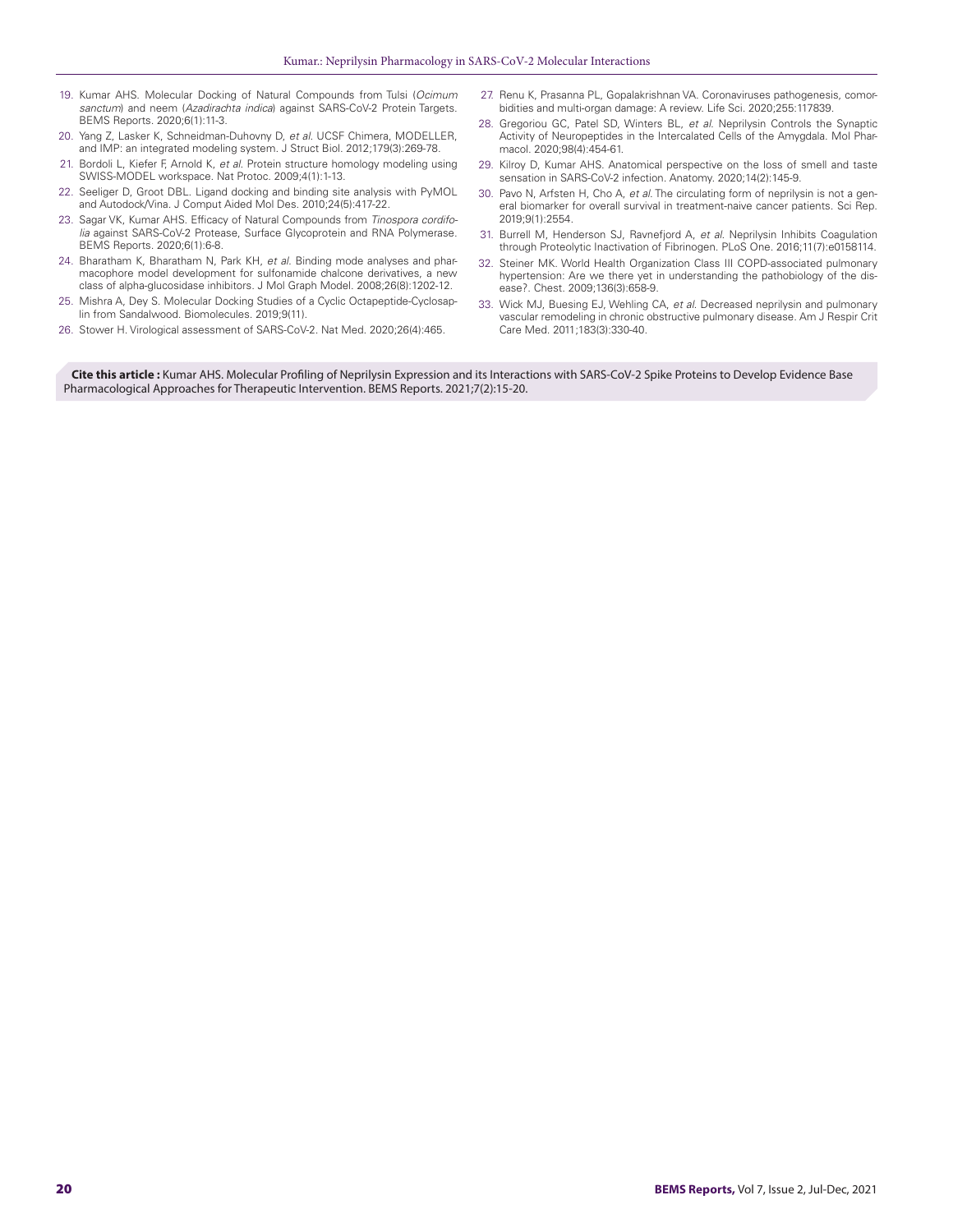19. Kumar AHS. Molecular Docking of Natural Compounds from Tulsi (*Ocimum sanctum*) and neem (*Azadirachta indica*) against SARS-CoV-2 Protein Targets. BEMS Reports. 2020;6(1):11-3.
20. Yang Z, Lasker K, Schneidman-Duhovny D, *et al*. UCSF Chimera, MODELLER, and IMP: an integrated modeling system. J Struct Biol. 2012;179(3):269-78.
21. Bordoli L, Kiefer F, Arnold K, *et al*. Protein structure homology modeling using SWISS-MODEL workspace. Nat Protoc. 2009;4(1):1-13.
22. Seeliger D, Groot DBL. Ligand docking and binding site analysis with PyMOL and Autodock/Vina. J Comput Aided Mol Des. 2010;24(5):417-22.
23. Sagar VK, Kumar AHS. Efficacy of Natural Compounds from *Tinospora cordifolia* against SARS-CoV-2 Protease, Surface Glycoprotein and RNA Polymerase. BEMS Reports. 2020;6(1):6-8.
24. Bharatham K, Bharatham N, Park KH, *et al*. Binding mode analyses and pharmacophore model development for sulfonamide chalcone derivatives, a new class of alpha-glucosidase inhibitors. J Mol Graph Model. 2008;26(8):1202-12.
25. Mishra A, Dey S. Molecular Docking Studies of a Cyclic Octapeptide-Cyclosaplin from Sandalwood. Biomolecules. 2019;9(11).
26. Stower H. Virological assessment of SARS-CoV-2. Nat Med. 2020;26(4):465.
27. Renu K, Prasanna PL, Gopalakrishnan VA. Coronaviruses pathogenesis, comorbidities and multi-organ damage: A review. Life Sci. 2020;255:117839.
28. Gregoriou GC, Patel SD, Winters BL, *et al*. Neprilysin Controls the Synaptic Activity of Neuropeptides in the Intercalated Cells of the Amygdala. Mol Pharmacol. 2020;98(4):454-61.
29. Kilroy D, Kumar AHS. Anatomical perspective on the loss of smell and taste sensation in SARS-CoV-2 infection. Anatomy. 2020;14(2):145-9.
30. Pavo N, Arfsten H, Cho A, *et al*. The circulating form of neprilysin is not a general biomarker for overall survival in treatment-naive cancer patients. Sci Rep. 2019;9(1):2554.
31. Burrell M, Henderson SJ, Ravnefjord A, *et al*. Neprilysin Inhibits Coagulation through Proteolytic Inactivation of Fibrinogen. PLoS One. 2016;11(7):e0158114.
32. Steiner MK. World Health Organization Class III COPD-associated pulmonary hypertension: Are we there yet in understanding the pathobiology of the disease?. Chest. 2009;136(3):658-9.
33. Wick MJ, Buesing EJ, Wehling CA, *et al*. Decreased neprilysin and pulmonary vascular remodeling in chronic obstructive pulmonary disease. Am J Respir Crit Care Med. 2011;183(3):330-40.

**Cite this article :** Kumar AHS. Molecular Profiling of Neprilysin Expression and its Interactions with SARS-CoV-2 Spike Proteins to Develop Evidence Base Pharmacological Approaches for Therapeutic Intervention. BEMS Reports. 2021;7(2):15-20.